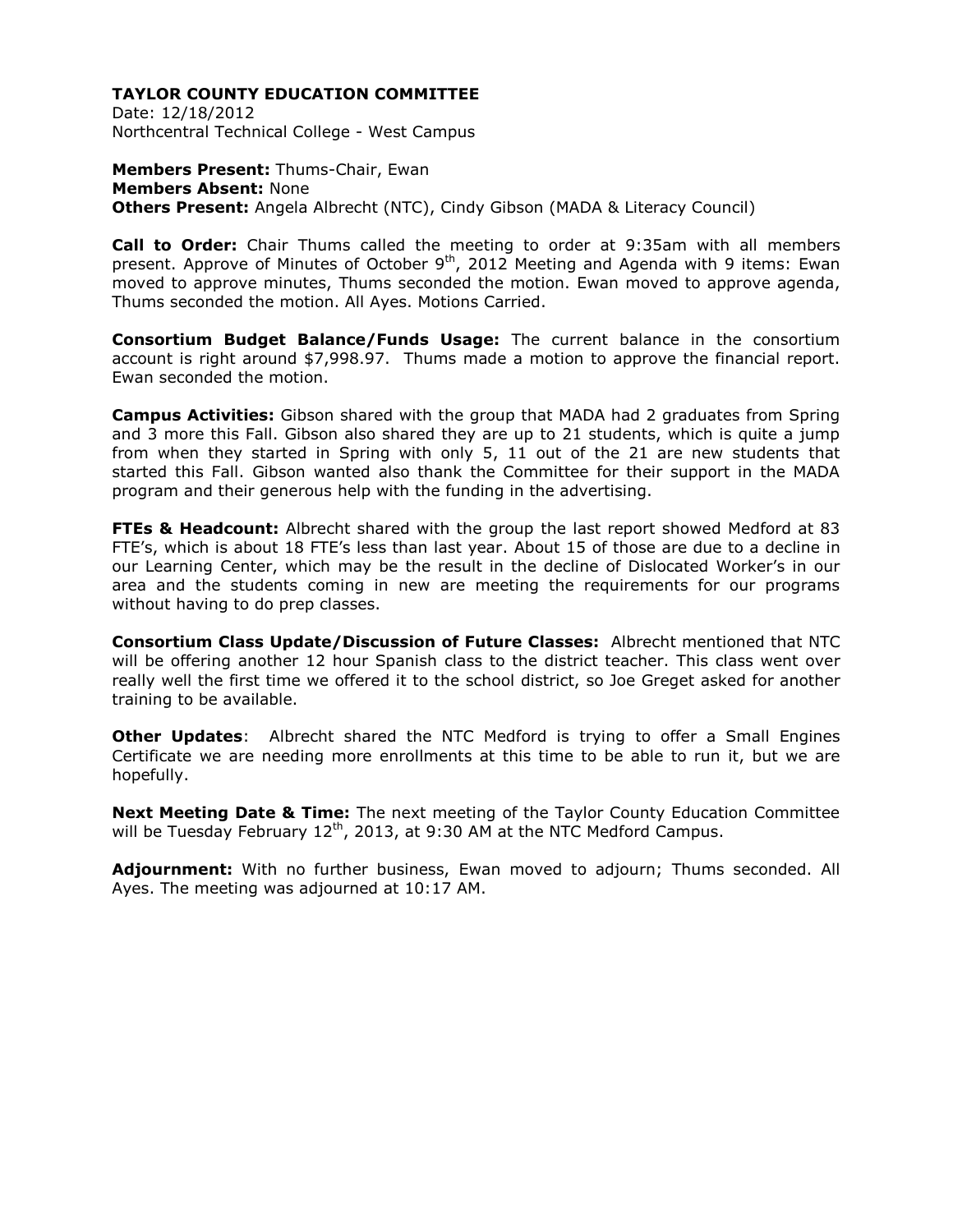# TAYLOR COUNTY EDUCATION COMMITTEE

Date: 12/18/2012
Northcentral Technical College - West Campus

**Members Present:** Thums-Chair, Ewan
**Members Absent:** None
**Others Present:** Angela Albrecht (NTC), Cindy Gibson (MADA & Literacy Council)

**Call to Order:** Chair Thums called the meeting to order at 9:35am with all members present. Approve of Minutes of October 9th, 2012 Meeting and Agenda with 9 items: Ewan moved to approve minutes, Thums seconded the motion. Ewan moved to approve agenda, Thums seconded the motion. All Ayes. Motions Carried.

**Consortium Budget Balance/Funds Usage:** The current balance in the consortium account is right around $7,998.97. Thums made a motion to approve the financial report. Ewan seconded the motion.

**Campus Activities:** Gibson shared with the group that MADA had 2 graduates from Spring and 3 more this Fall. Gibson also shared they are up to 21 students, which is quite a jump from when they started in Spring with only 5, 11 out of the 21 are new students that started this Fall. Gibson wanted also thank the Committee for their support in the MADA program and their generous help with the funding in the advertising.

**FTEs & Headcount:** Albrecht shared with the group the last report showed Medford at 83 FTE's, which is about 18 FTE's less than last year. About 15 of those are due to a decline in our Learning Center, which may be the result in the decline of Dislocated Worker's in our area and the students coming in new are meeting the requirements for our programs without having to do prep classes.

**Consortium Class Update/Discussion of Future Classes:** Albrecht mentioned that NTC will be offering another 12 hour Spanish class to the district teacher. This class went over really well the first time we offered it to the school district, so Joe Greget asked for another training to be available.

**Other Updates**: Albrecht shared the NTC Medford is trying to offer a Small Engines Certificate we are needing more enrollments at this time to be able to run it, but we are hopefully.

**Next Meeting Date & Time:** The next meeting of the Taylor County Education Committee will be Tuesday February 12th, 2013, at 9:30 AM at the NTC Medford Campus.

**Adjournment:** With no further business, Ewan moved to adjourn; Thums seconded. All Ayes. The meeting was adjourned at 10:17 AM.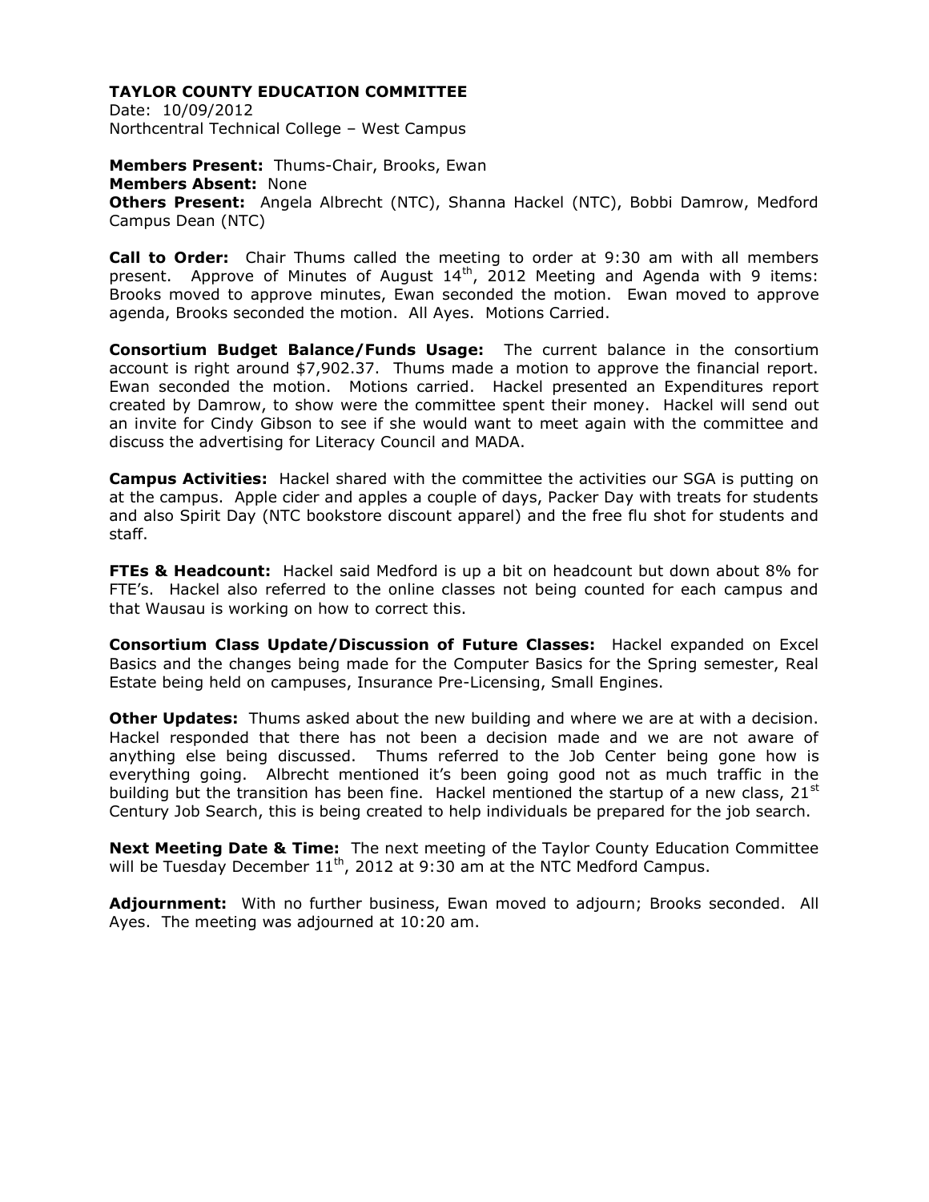**TAYLOR COUNTY EDUCATION COMMITTEE**

Date: 10/09/2012

Northcentral Technical College – West Campus

**Members Present:** Thums-Chair, Brooks, Ewan

**Members Absent:** None

**Others Present:** Angela Albrecht (NTC), Shanna Hackel (NTC), Bobbi Damrow, Medford Campus Dean (NTC)

**Call to Order:** Chair Thums called the meeting to order at 9:30 am with all members present. Approve of Minutes of August 14th, 2012 Meeting and Agenda with 9 items: Brooks moved to approve minutes, Ewan seconded the motion. Ewan moved to approve agenda, Brooks seconded the motion. All Ayes. Motions Carried.

**Consortium Budget Balance/Funds Usage:** The current balance in the consortium account is right around $7,902.37. Thums made a motion to approve the financial report. Ewan seconded the motion. Motions carried. Hackel presented an Expenditures report created by Damrow, to show were the committee spent their money. Hackel will send out an invite for Cindy Gibson to see if she would want to meet again with the committee and discuss the advertising for Literacy Council and MADA.

**Campus Activities:** Hackel shared with the committee the activities our SGA is putting on at the campus. Apple cider and apples a couple of days, Packer Day with treats for students and also Spirit Day (NTC bookstore discount apparel) and the free flu shot for students and staff.

**FTEs & Headcount:** Hackel said Medford is up a bit on headcount but down about 8% for FTE's. Hackel also referred to the online classes not being counted for each campus and that Wausau is working on how to correct this.

**Consortium Class Update/Discussion of Future Classes:** Hackel expanded on Excel Basics and the changes being made for the Computer Basics for the Spring semester, Real Estate being held on campuses, Insurance Pre-Licensing, Small Engines.

**Other Updates:** Thums asked about the new building and where we are at with a decision. Hackel responded that there has not been a decision made and we are not aware of anything else being discussed. Thums referred to the Job Center being gone how is everything going. Albrecht mentioned it's been going good not as much traffic in the building but the transition has been fine. Hackel mentioned the startup of a new class, 21st Century Job Search, this is being created to help individuals be prepared for the job search.

**Next Meeting Date & Time:** The next meeting of the Taylor County Education Committee will be Tuesday December 11th, 2012 at 9:30 am at the NTC Medford Campus.

**Adjournment:** With no further business, Ewan moved to adjourn; Brooks seconded. All Ayes. The meeting was adjourned at 10:20 am.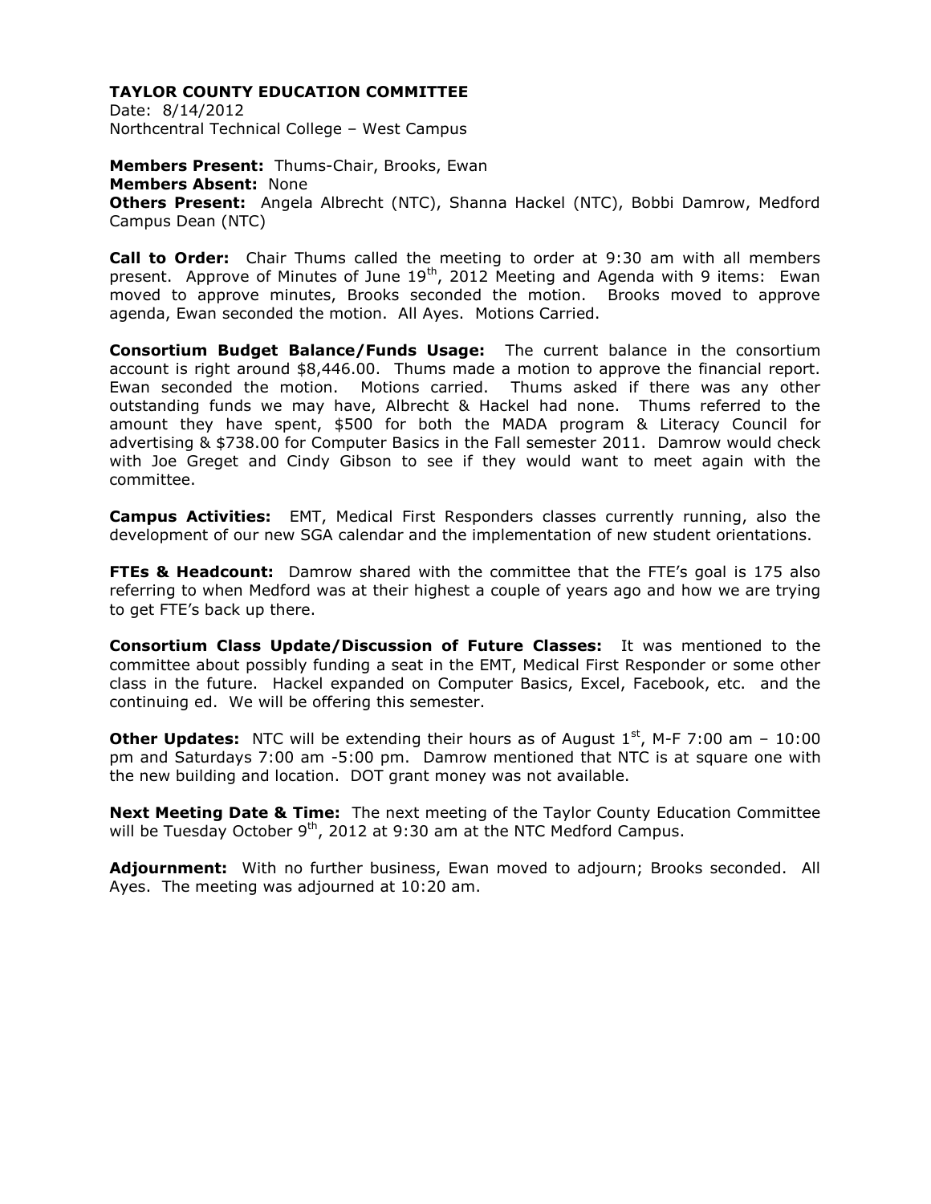**TAYLOR COUNTY EDUCATION COMMITTEE**

Date: 8/14/2012

Northcentral Technical College – West Campus

**Members Present:** Thums-Chair, Brooks, Ewan

**Members Absent:** None

**Others Present:** Angela Albrecht (NTC), Shanna Hackel (NTC), Bobbi Damrow, Medford Campus Dean (NTC)

**Call to Order:** Chair Thums called the meeting to order at 9:30 am with all members present. Approve of Minutes of June 19th, 2012 Meeting and Agenda with 9 items: Ewan moved to approve minutes, Brooks seconded the motion. Brooks moved to approve agenda, Ewan seconded the motion. All Ayes. Motions Carried.

**Consortium Budget Balance/Funds Usage:** The current balance in the consortium account is right around $8,446.00. Thums made a motion to approve the financial report. Ewan seconded the motion. Motions carried. Thums asked if there was any other outstanding funds we may have, Albrecht & Hackel had none. Thums referred to the amount they have spent, $500 for both the MADA program & Literacy Council for advertising & $738.00 for Computer Basics in the Fall semester 2011. Damrow would check with Joe Greget and Cindy Gibson to see if they would want to meet again with the committee.

**Campus Activities:** EMT, Medical First Responders classes currently running, also the development of our new SGA calendar and the implementation of new student orientations.

**FTEs & Headcount:** Damrow shared with the committee that the FTE's goal is 175 also referring to when Medford was at their highest a couple of years ago and how we are trying to get FTE's back up there.

**Consortium Class Update/Discussion of Future Classes:** It was mentioned to the committee about possibly funding a seat in the EMT, Medical First Responder or some other class in the future. Hackel expanded on Computer Basics, Excel, Facebook, etc. and the continuing ed. We will be offering this semester.

**Other Updates:** NTC will be extending their hours as of August 1st, M-F 7:00 am – 10:00 pm and Saturdays 7:00 am -5:00 pm. Damrow mentioned that NTC is at square one with the new building and location. DOT grant money was not available.

**Next Meeting Date & Time:** The next meeting of the Taylor County Education Committee will be Tuesday October 9th, 2012 at 9:30 am at the NTC Medford Campus.

**Adjournment:** With no further business, Ewan moved to adjourn; Brooks seconded. All Ayes. The meeting was adjourned at 10:20 am.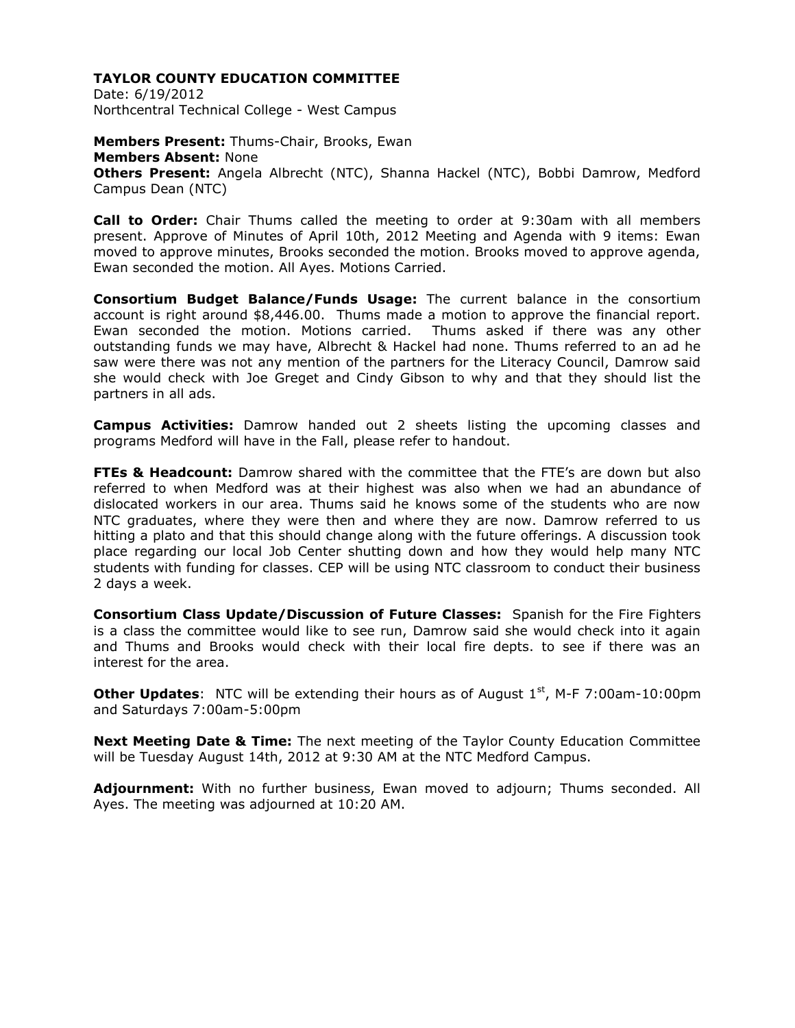**TAYLOR COUNTY EDUCATION COMMITTEE**
Date: 6/19/2012
Northcentral Technical College - West Campus

**Members Present:** Thums-Chair, Brooks, Ewan
**Members Absent:** None
**Others Present:** Angela Albrecht (NTC), Shanna Hackel (NTC), Bobbi Damrow, Medford Campus Dean (NTC)

**Call to Order:** Chair Thums called the meeting to order at 9:30am with all members present. Approve of Minutes of April 10th, 2012 Meeting and Agenda with 9 items: Ewan moved to approve minutes, Brooks seconded the motion. Brooks moved to approve agenda, Ewan seconded the motion. All Ayes. Motions Carried.

**Consortium Budget Balance/Funds Usage:** The current balance in the consortium account is right around $8,446.00. Thums made a motion to approve the financial report. Ewan seconded the motion. Motions carried. Thums asked if there was any other outstanding funds we may have, Albrecht & Hackel had none. Thums referred to an ad he saw were there was not any mention of the partners for the Literacy Council, Damrow said she would check with Joe Greget and Cindy Gibson to why and that they should list the partners in all ads.

**Campus Activities:** Damrow handed out 2 sheets listing the upcoming classes and programs Medford will have in the Fall, please refer to handout.

**FTEs & Headcount:** Damrow shared with the committee that the FTE's are down but also referred to when Medford was at their highest was also when we had an abundance of dislocated workers in our area. Thums said he knows some of the students who are now NTC graduates, where they were then and where they are now. Damrow referred to us hitting a plato and that this should change along with the future offerings. A discussion took place regarding our local Job Center shutting down and how they would help many NTC students with funding for classes. CEP will be using NTC classroom to conduct their business 2 days a week.

**Consortium Class Update/Discussion of Future Classes:** Spanish for the Fire Fighters is a class the committee would like to see run, Damrow said she would check into it again and Thums and Brooks would check with their local fire depts. to see if there was an interest for the area.

**Other Updates**: NTC will be extending their hours as of August 1st, M-F 7:00am-10:00pm and Saturdays 7:00am-5:00pm

**Next Meeting Date & Time:** The next meeting of the Taylor County Education Committee will be Tuesday August 14th, 2012 at 9:30 AM at the NTC Medford Campus.

**Adjournment:** With no further business, Ewan moved to adjourn; Thums seconded. All Ayes. The meeting was adjourned at 10:20 AM.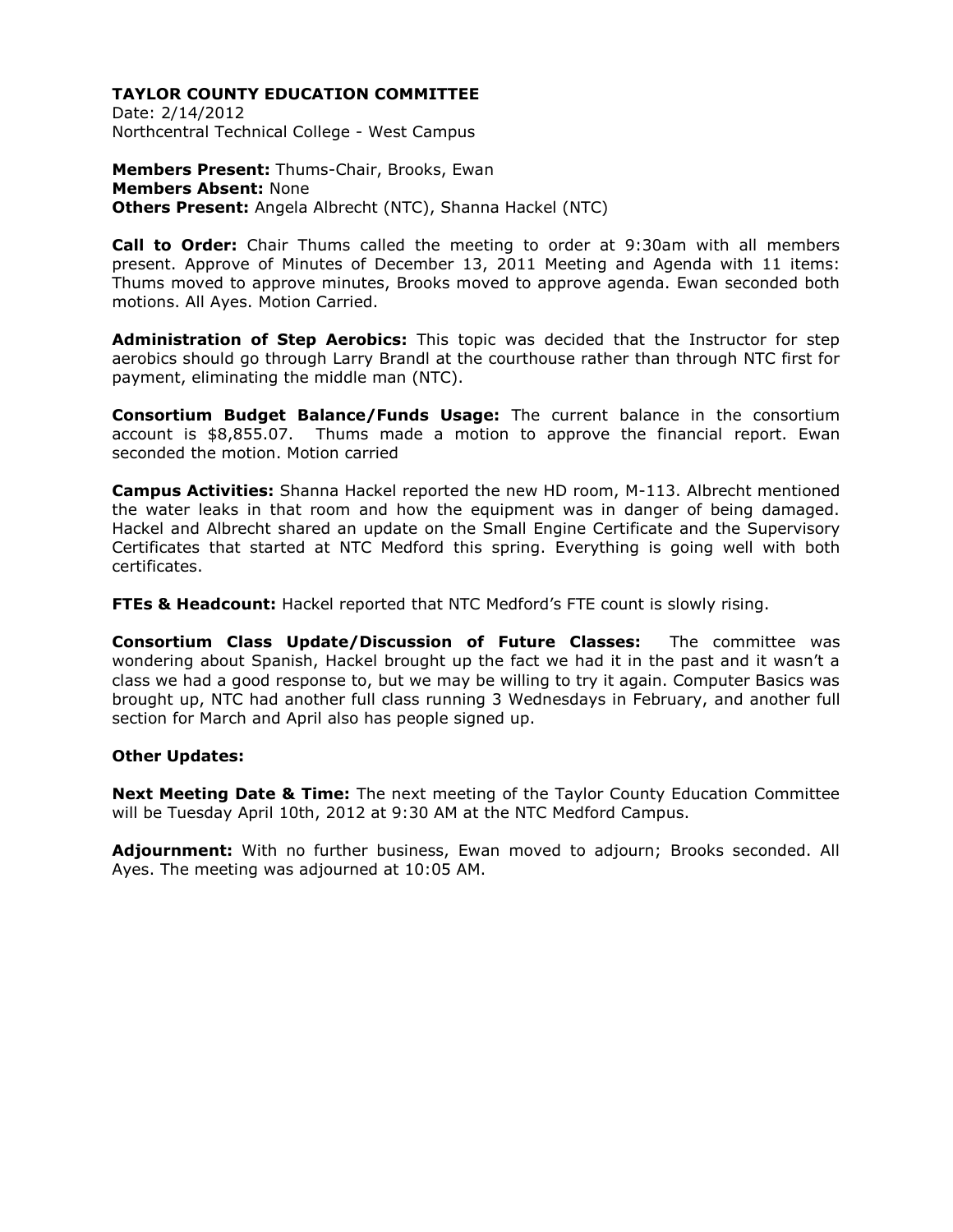**TAYLOR COUNTY EDUCATION COMMITTEE**
Date: 2/14/2012
Northcentral Technical College - West Campus

**Members Present:** Thums-Chair, Brooks, Ewan
**Members Absent:** None
**Others Present:** Angela Albrecht (NTC), Shanna Hackel (NTC)

**Call to Order:** Chair Thums called the meeting to order at 9:30am with all members present. Approve of Minutes of December 13, 2011 Meeting and Agenda with 11 items: Thums moved to approve minutes, Brooks moved to approve agenda. Ewan seconded both motions. All Ayes. Motion Carried.

**Administration of Step Aerobics:** This topic was decided that the Instructor for step aerobics should go through Larry Brandl at the courthouse rather than through NTC first for payment, eliminating the middle man (NTC).

**Consortium Budget Balance/Funds Usage:** The current balance in the consortium account is $8,855.07. Thums made a motion to approve the financial report. Ewan seconded the motion. Motion carried

**Campus Activities:** Shanna Hackel reported the new HD room, M-113. Albrecht mentioned the water leaks in that room and how the equipment was in danger of being damaged. Hackel and Albrecht shared an update on the Small Engine Certificate and the Supervisory Certificates that started at NTC Medford this spring. Everything is going well with both certificates.

**FTEs & Headcount:** Hackel reported that NTC Medford's FTE count is slowly rising.

**Consortium Class Update/Discussion of Future Classes:** The committee was wondering about Spanish, Hackel brought up the fact we had it in the past and it wasn't a class we had a good response to, but we may be willing to try it again. Computer Basics was brought up, NTC had another full class running 3 Wednesdays in February, and another full section for March and April also has people signed up.

**Other Updates:**

**Next Meeting Date & Time:** The next meeting of the Taylor County Education Committee will be Tuesday April 10th, 2012 at 9:30 AM at the NTC Medford Campus.

**Adjournment:** With no further business, Ewan moved to adjourn; Brooks seconded. All Ayes. The meeting was adjourned at 10:05 AM.